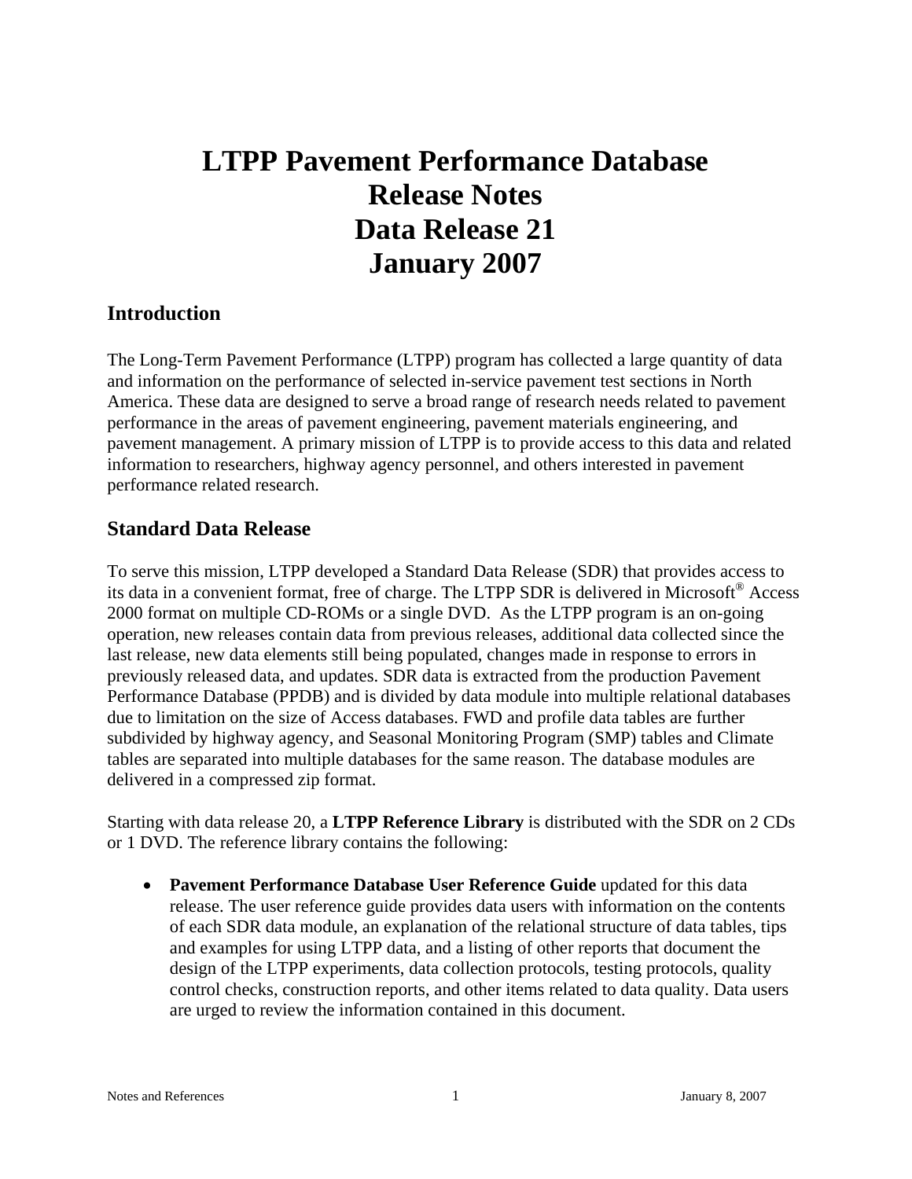# LTPP Pavement Performance Database Release Notes Data Release 21 January 2007

## Introduction

The Long-Term Pavement Performance (LTPP) program has collected a large quantity of data and information on the performance of selected in-service pavement test sections in North America. These data are designed to serve a broad range of research needs related to pavement performance in the areas of pavement engineering, pavement materials engineering, and pavement management. A primary mission of LTPP is to provide access to this data and related information to researchers, highway agency personnel, and others interested in pavement performance related research.

## Standard Data Release

To serve this mission, LTPP developed a Standard Data Release (SDR) that provides access to its data in a convenient format, free of charge. The LTPP SDR is delivered in Microsoft® Access 2000 format on multiple CD-ROMs or a single DVD. As the LTPP program is an on-going operation, new releases contain data from previous releases, additional data collected since the last release, new data elements still being populated, changes made in response to errors in previously released data, and updates. SDR data is extracted from the production Pavement Performance Database (PPDB) and is divided by data module into multiple relational databases due to limitation on the size of Access databases. FWD and profile data tables are further subdivided by highway agency, and Seasonal Monitoring Program (SMP) tables and Climate tables are separated into multiple databases for the same reason. The database modules are delivered in a compressed zip format.

Starting with data release 20, a **LTPP Reference Library** is distributed with the SDR on 2 CDs or 1 DVD. The reference library contains the following:

- **Pavement Performance Database User Reference Guide** updated for this data release. The user reference guide provides data users with information on the contents of each SDR data module, an explanation of the relational structure of data tables, tips and examples for using LTPP data, and a listing of other reports that document the design of the LTPP experiments, data collection protocols, testing protocols, quality control checks, construction reports, and other items related to data quality. Data users are urged to review the information contained in this document.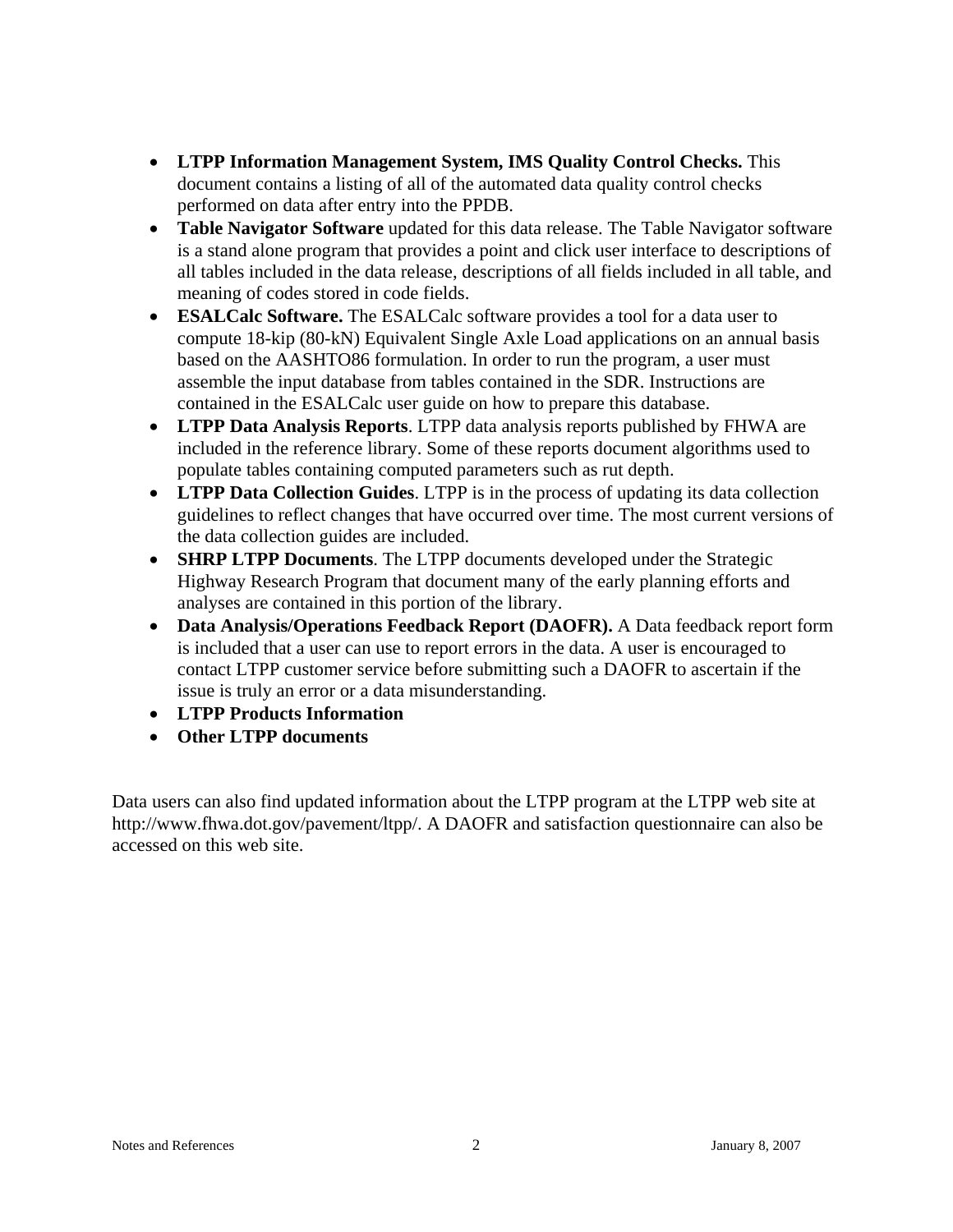- **LTPP Information Management System, IMS Quality Control Checks.** This document contains a listing of all of the automated data quality control checks performed on data after entry into the PPDB.
- **Table Navigator Software** updated for this data release. The Table Navigator software is a stand alone program that provides a point and click user interface to descriptions of all tables included in the data release, descriptions of all fields included in all table, and meaning of codes stored in code fields.
- **ESALCalc Software.** The ESALCalc software provides a tool for a data user to compute 18-kip (80-kN) Equivalent Single Axle Load applications on an annual basis based on the AASHTO86 formulation. In order to run the program, a user must assemble the input database from tables contained in the SDR. Instructions are contained in the ESALCalc user guide on how to prepare this database.
- **LTPP Data Analysis Reports**. LTPP data analysis reports published by FHWA are included in the reference library. Some of these reports document algorithms used to populate tables containing computed parameters such as rut depth.
- **LTPP Data Collection Guides**. LTPP is in the process of updating its data collection guidelines to reflect changes that have occurred over time. The most current versions of the data collection guides are included.
- **SHRP LTPP Documents**. The LTPP documents developed under the Strategic Highway Research Program that document many of the early planning efforts and analyses are contained in this portion of the library.
- **Data Analysis/Operations Feedback Report (DAOFR).** A Data feedback report form is included that a user can use to report errors in the data. A user is encouraged to contact LTPP customer service before submitting such a DAOFR to ascertain if the issue is truly an error or a data misunderstanding.
- **LTPP Products Information**
- **Other LTPP documents**

Data users can also find updated information about the LTPP program at the LTPP web site at http://www.fhwa.dot.gov/pavement/ltpp/. A DAOFR and satisfaction questionnaire can also be accessed on this web site.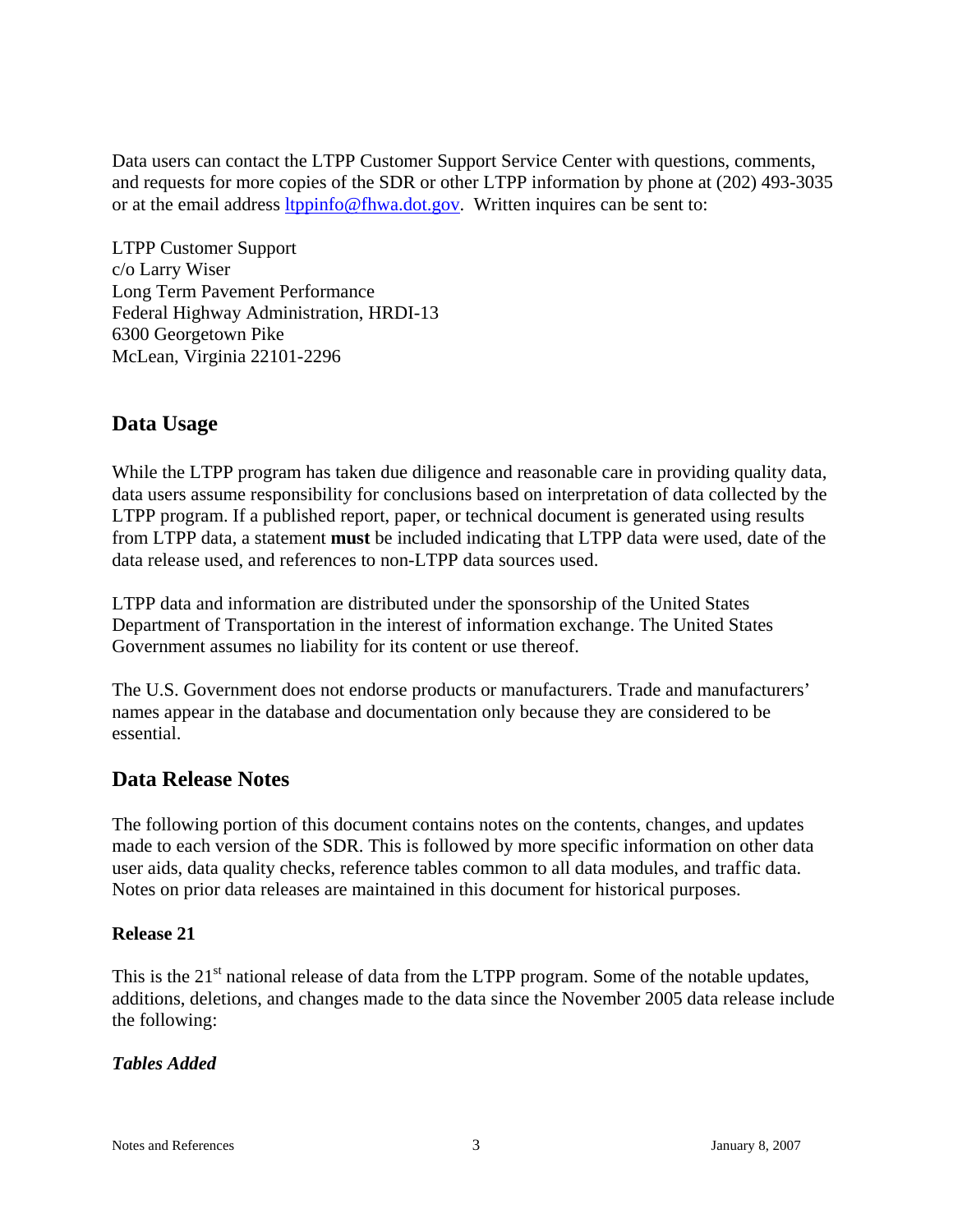Data users can contact the LTPP Customer Support Service Center with questions, comments, and requests for more copies of the SDR or other LTPP information by phone at (202) 493-3035 or at the email address ltppinfo@fhwa.dot.gov. Written inquires can be sent to:

LTPP Customer Support  
c/o Larry Wiser  
Long Term Pavement Performance  
Federal Highway Administration, HRDI-13  
6300 Georgetown Pike  
McLean, Virginia 22101-2296

## Data Usage

While the LTPP program has taken due diligence and reasonable care in providing quality data, data users assume responsibility for conclusions based on interpretation of data collected by the LTPP program. If a published report, paper, or technical document is generated using results from LTPP data, a statement **must** be included indicating that LTPP data were used, date of the data release used, and references to non-LTPP data sources used.

LTPP data and information are distributed under the sponsorship of the United States Department of Transportation in the interest of information exchange. The United States Government assumes no liability for its content or use thereof.

The U.S. Government does not endorse products or manufacturers. Trade and manufacturers' names appear in the database and documentation only because they are considered to be essential.

## Data Release Notes

The following portion of this document contains notes on the contents, changes, and updates made to each version of the SDR. This is followed by more specific information on other data user aids, data quality checks, reference tables common to all data modules, and traffic data. Notes on prior data releases are maintained in this document for historical purposes.

### Release 21

This is the 21st national release of data from the LTPP program. Some of the notable updates, additions, deletions, and changes made to the data since the November 2005 data release include the following:

#### *Tables Added*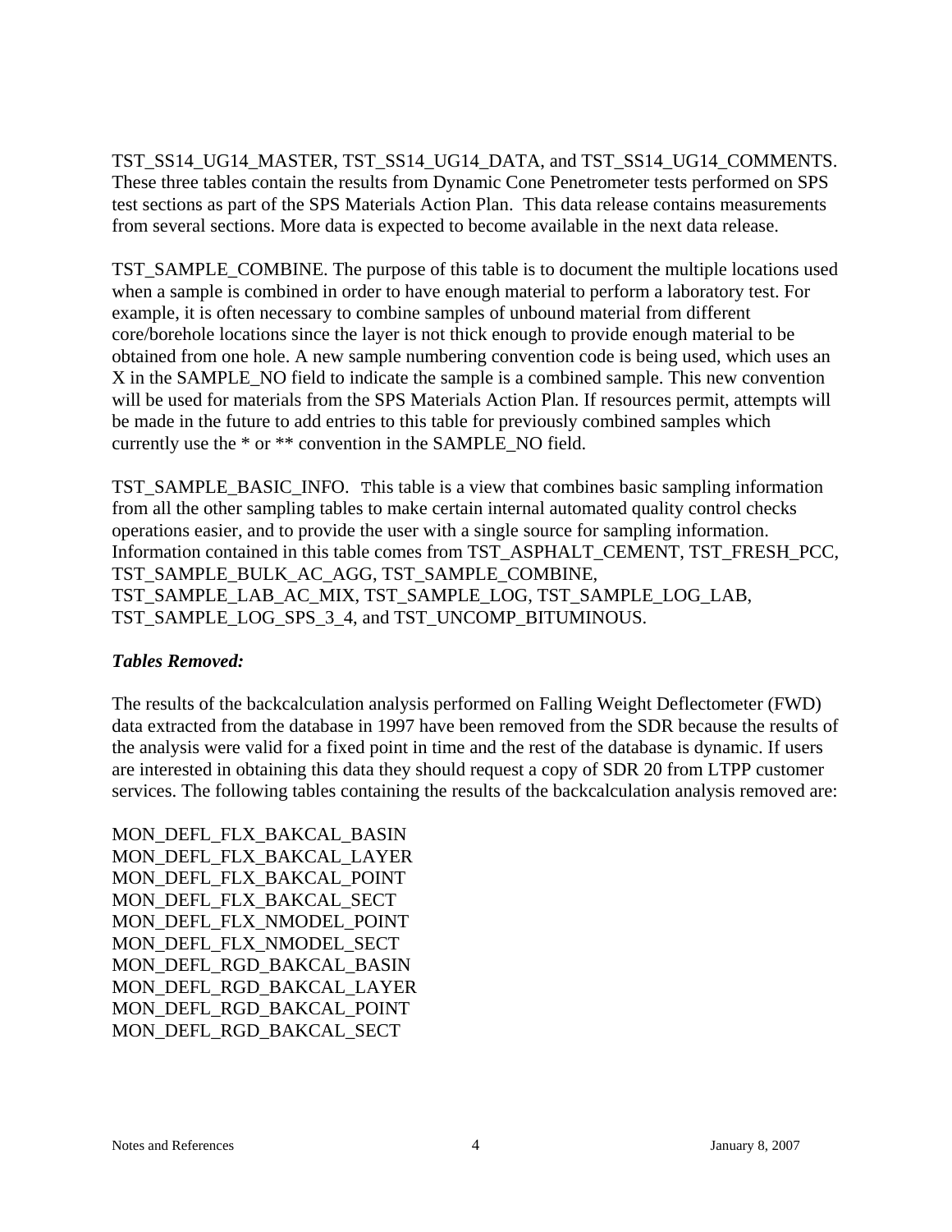TST_SS14_UG14_MASTER, TST_SS14_UG14_DATA, and TST_SS14_UG14_COMMENTS. These three tables contain the results from Dynamic Cone Penetrometer tests performed on SPS test sections as part of the SPS Materials Action Plan. This data release contains measurements from several sections. More data is expected to become available in the next data release.

TST_SAMPLE_COMBINE. The purpose of this table is to document the multiple locations used when a sample is combined in order to have enough material to perform a laboratory test. For example, it is often necessary to combine samples of unbound material from different core/borehole locations since the layer is not thick enough to provide enough material to be obtained from one hole. A new sample numbering convention code is being used, which uses an X in the SAMPLE_NO field to indicate the sample is a combined sample. This new convention will be used for materials from the SPS Materials Action Plan. If resources permit, attempts will be made in the future to add entries to this table for previously combined samples which currently use the * or ** convention in the SAMPLE_NO field.

TST_SAMPLE_BASIC_INFO. This table is a view that combines basic sampling information from all the other sampling tables to make certain internal automated quality control checks operations easier, and to provide the user with a single source for sampling information. Information contained in this table comes from TST_ASPHALT_CEMENT, TST_FRESH_PCC, TST_SAMPLE_BULK_AC_AGG, TST_SAMPLE_COMBINE, TST_SAMPLE_LAB_AC_MIX, TST_SAMPLE_LOG, TST_SAMPLE_LOG_LAB, TST_SAMPLE_LOG_SPS_3_4, and TST_UNCOMP_BITUMINOUS.

***Tables Removed:***

The results of the backcalculation analysis performed on Falling Weight Deflectometer (FWD) data extracted from the database in 1997 have been removed from the SDR because the results of the analysis were valid for a fixed point in time and the rest of the database is dynamic. If users are interested in obtaining this data they should request a copy of SDR 20 from LTPP customer services. The following tables containing the results of the backcalculation analysis removed are:

MON_DEFL_FLX_BAKCAL_BASIN
MON_DEFL_FLX_BAKCAL_LAYER
MON_DEFL_FLX_BAKCAL_POINT
MON_DEFL_FLX_BAKCAL_SECT
MON_DEFL_FLX_NMODEL_POINT
MON_DEFL_FLX_NMODEL_SECT
MON_DEFL_RGD_BAKCAL_BASIN
MON_DEFL_RGD_BAKCAL_LAYER
MON_DEFL_RGD_BAKCAL_POINT
MON_DEFL_RGD_BAKCAL_SECT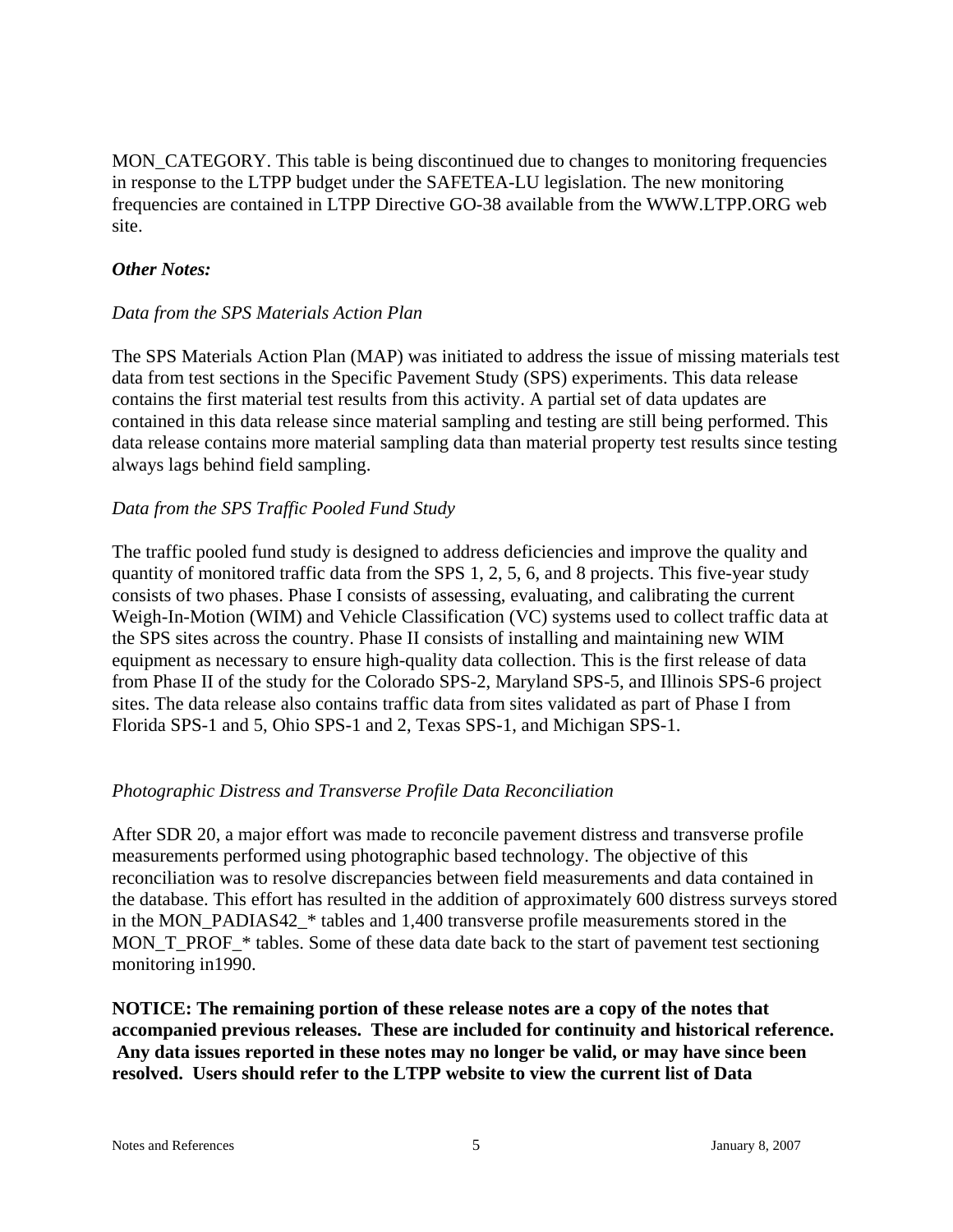MON_CATEGORY. This table is being discontinued due to changes to monitoring frequencies in response to the LTPP budget under the SAFETEA-LU legislation. The new monitoring frequencies are contained in LTPP Directive GO-38 available from the WWW.LTPP.ORG web site.

***Other Notes:***

*Data from the SPS Materials Action Plan*

The SPS Materials Action Plan (MAP) was initiated to address the issue of missing materials test data from test sections in the Specific Pavement Study (SPS) experiments. This data release contains the first material test results from this activity. A partial set of data updates are contained in this data release since material sampling and testing are still being performed. This data release contains more material sampling data than material property test results since testing always lags behind field sampling.

*Data from the SPS Traffic Pooled Fund Study*

The traffic pooled fund study is designed to address deficiencies and improve the quality and quantity of monitored traffic data from the SPS 1, 2, 5, 6, and 8 projects. This five-year study consists of two phases. Phase I consists of assessing, evaluating, and calibrating the current Weigh-In-Motion (WIM) and Vehicle Classification (VC) systems used to collect traffic data at the SPS sites across the country. Phase II consists of installing and maintaining new WIM equipment as necessary to ensure high-quality data collection. This is the first release of data from Phase II of the study for the Colorado SPS-2, Maryland SPS-5, and Illinois SPS-6 project sites. The data release also contains traffic data from sites validated as part of Phase I from Florida SPS-1 and 5, Ohio SPS-1 and 2, Texas SPS-1, and Michigan SPS-1.

*Photographic Distress and Transverse Profile Data Reconciliation*

After SDR 20, a major effort was made to reconcile pavement distress and transverse profile measurements performed using photographic based technology. The objective of this reconciliation was to resolve discrepancies between field measurements and data contained in the database. This effort has resulted in the addition of approximately 600 distress surveys stored in the MON_PADIAS42_* tables and 1,400 transverse profile measurements stored in the MON_T_PROF_* tables. Some of these data date back to the start of pavement test sectioning monitoring in1990.

**NOTICE: The remaining portion of these release notes are a copy of the notes that accompanied previous releases. These are included for continuity and historical reference. Any data issues reported in these notes may no longer be valid, or may have since been resolved. Users should refer to the LTPP website to view the current list of Data**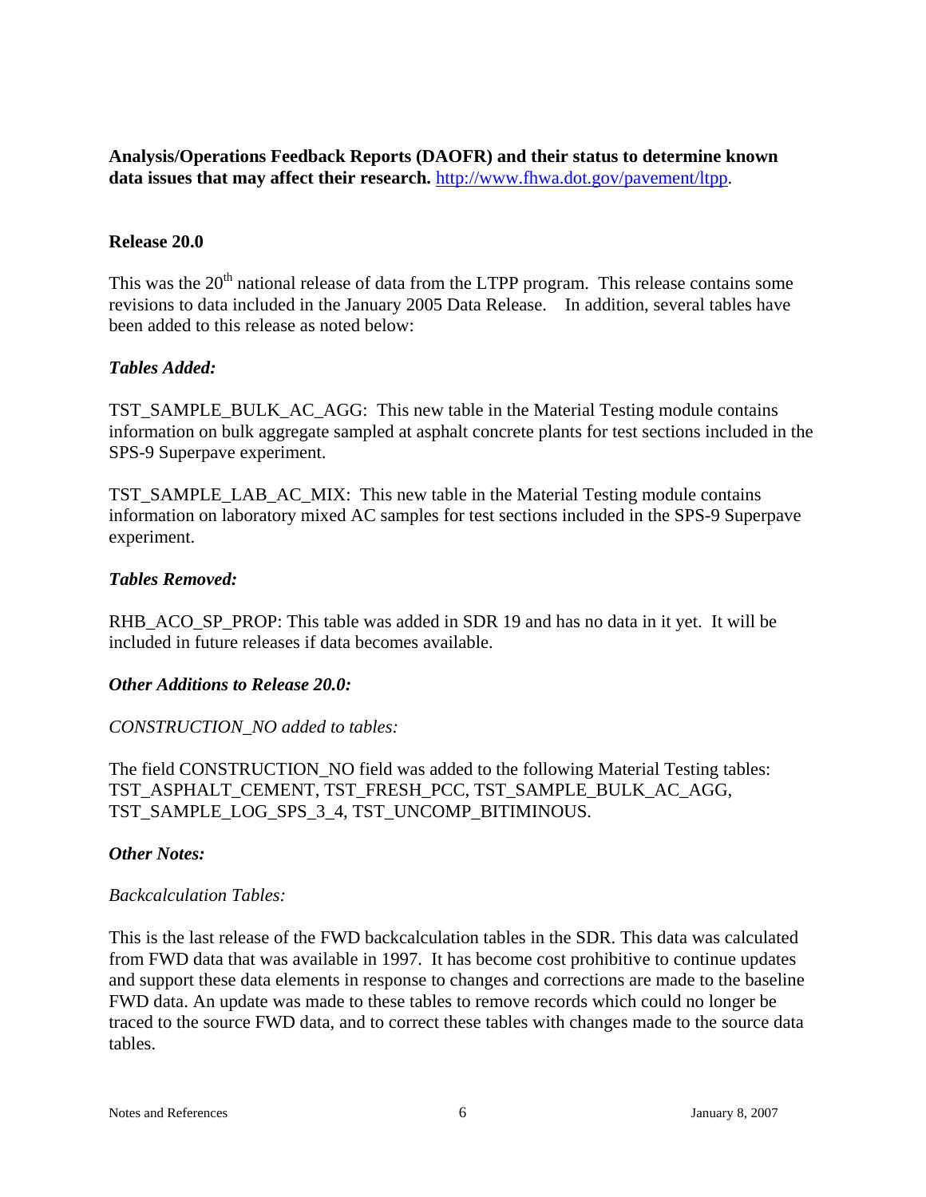**Analysis/Operations Feedback Reports (DAOFR) and their status to determine known data issues that may affect their research.** [http://www.fhwa.dot.gov/pavement/ltpp](http://www.fhwa.dot.gov/pavement/ltpp).

## Release 20.0

This was the 20th national release of data from the LTPP program. This release contains some revisions to data included in the January 2005 Data Release. In addition, several tables have been added to this release as noted below:

### *Tables Added:*

TST_SAMPLE_BULK_AC_AGG: This new table in the Material Testing module contains information on bulk aggregate sampled at asphalt concrete plants for test sections included in the SPS-9 Superpave experiment.

TST_SAMPLE_LAB_AC_MIX: This new table in the Material Testing module contains information on laboratory mixed AC samples for test sections included in the SPS-9 Superpave experiment.

### *Tables Removed:*

RHB_ACO_SP_PROP: This table was added in SDR 19 and has no data in it yet. It will be included in future releases if data becomes available.

### *Other Additions to Release 20.0:*

*CONSTRUCTION_NO added to tables:*

The field CONSTRUCTION_NO field was added to the following Material Testing tables: TST_ASPHALT_CEMENT, TST_FRESH_PCC, TST_SAMPLE_BULK_AC_AGG, TST_SAMPLE_LOG_SPS_3_4, TST_UNCOMP_BITIMINOUS.

### *Other Notes:*

*Backcalculation Tables:*

This is the last release of the FWD backcalculation tables in the SDR. This data was calculated from FWD data that was available in 1997. It has become cost prohibitive to continue updates and support these data elements in response to changes and corrections are made to the baseline FWD data. An update was made to these tables to remove records which could no longer be traced to the source FWD data, and to correct these tables with changes made to the source data tables.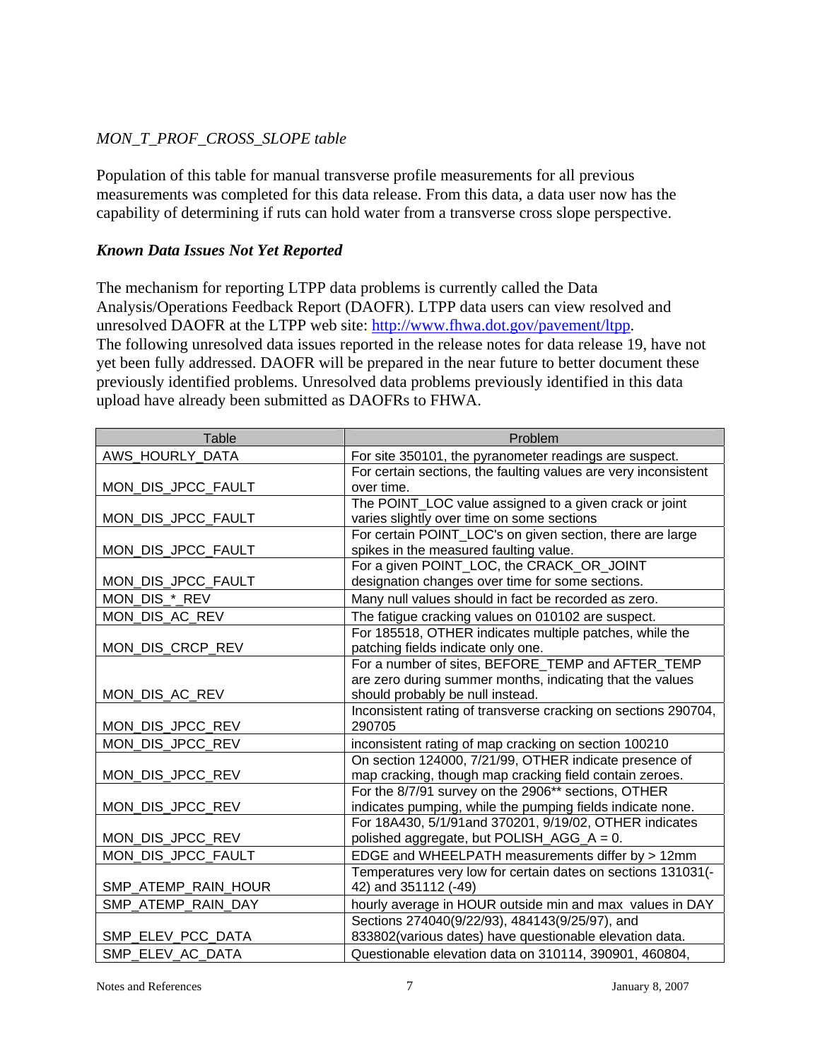*MON_T_PROF_CROSS_SLOPE table*

Population of this table for manual transverse profile measurements for all previous measurements was completed for this data release. From this data, a data user now has the capability of determining if ruts can hold water from a transverse cross slope perspective.

***Known Data Issues Not Yet Reported***

The mechanism for reporting LTPP data problems is currently called the Data Analysis/Operations Feedback Report (DAOFR). LTPP data users can view resolved and unresolved DAOFR at the LTPP web site: http://www.fhwa.dot.gov/pavement/ltpp.
The following unresolved data issues reported in the release notes for data release 19, have not yet been fully addressed. DAOFR will be prepared in the near future to better document these previously identified problems. Unresolved data problems previously identified in this data upload have already been submitted as DAOFRs to FHWA.

| Table | Problem |
|---|---|
| AWS_HOURLY_DATA | For site 350101, the pyranometer readings are suspect. |
| MON_DIS_JPCC_FAULT | For certain sections, the faulting values are very inconsistent over time. |
| MON_DIS_JPCC_FAULT | The POINT_LOC value assigned to a given crack or joint varies slightly over time on some sections |
| MON_DIS_JPCC_FAULT | For certain POINT_LOC's on given section, there are large spikes in the measured faulting value. |
| MON_DIS_JPCC_FAULT | For a given POINT_LOC, the CRACK_OR_JOINT designation changes over time for some sections. |
| MON_DIS_*_REV | Many null values should in fact be recorded as zero. |
| MON_DIS_AC_REV | The fatigue cracking values on 010102 are suspect. |
| MON_DIS_CRCP_REV | For 185518, OTHER indicates multiple patches, while the patching fields indicate only one. |
| MON_DIS_AC_REV | For a number of sites, BEFORE_TEMP and AFTER_TEMP are zero during summer months, indicating that the values should probably be null instead. |
| MON_DIS_JPCC_REV | Inconsistent rating of transverse cracking on sections 290704, 290705 |
| MON_DIS_JPCC_REV | inconsistent rating of map cracking on section 100210 |
| MON_DIS_JPCC_REV | On section 124000, 7/21/99, OTHER indicate presence of map cracking, though map cracking field contain zeroes. |
| MON_DIS_JPCC_REV | For the 8/7/91 survey on the 2906** sections, OTHER indicates pumping, while the pumping fields indicate none. |
| MON_DIS_JPCC_REV | For 18A430, 5/1/91and 370201, 9/19/02, OTHER indicates polished aggregate, but POLISH_AGG_A = 0. |
| MON_DIS_JPCC_FAULT | EDGE and WHEELPATH measurements differ by > 12mm |
| SMP_ATEMP_RAIN_HOUR | Temperatures very low for certain dates on sections 131031(-42) and 351112 (-49) |
| SMP_ATEMP_RAIN_DAY | hourly average in HOUR outside min and max values in DAY |
| SMP_ELEV_PCC_DATA | Sections 274040(9/22/93), 484143(9/25/97), and 833802(various dates) have questionable elevation data. |
| SMP_ELEV_AC_DATA | Questionable elevation data on 310114, 390901, 460804, |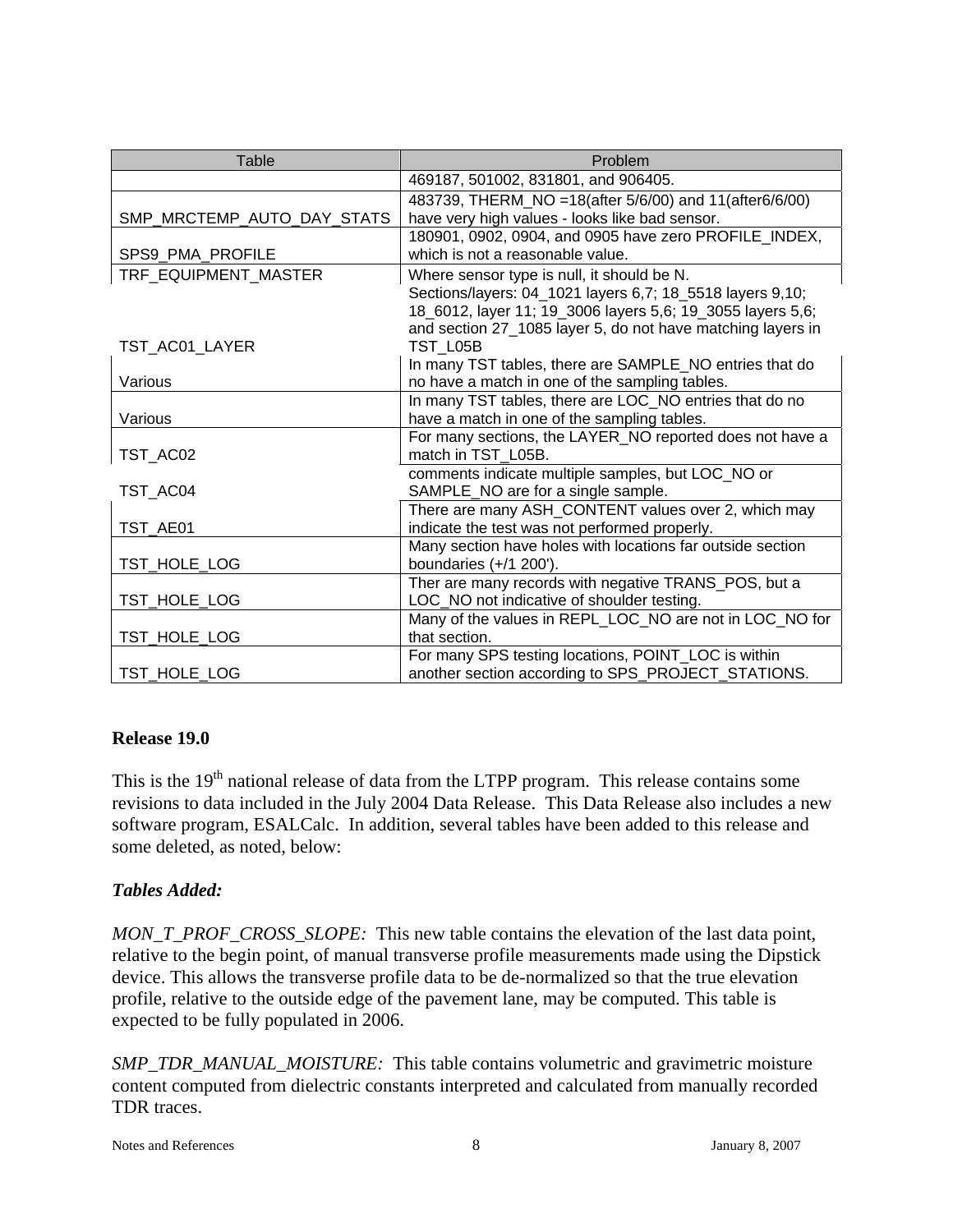| Table | Problem |
| --- | --- |
| | 469187, 501002, 831801, and 906405. |
| SMP_MRCTEMP_AUTO_DAY_STATS | 483739, THERM_NO =18(after 5/6/00) and 11(after6/6/00) have very high values - looks like bad sensor. |
| SPS9_PMA_PROFILE | 180901, 0902, 0904, and 0905 have zero PROFILE_INDEX, which is not a reasonable value. |
| TRF_EQUIPMENT_MASTER | Where sensor type is null, it should be N. |
| TST_AC01_LAYER | Sections/layers: 04_1021 layers 6,7; 18_5518 layers 9,10; 18_6012, layer 11; 19_3006 layers 5,6; 19_3055 layers 5,6; and section 27_1085 layer 5, do not have matching layers in TST_L05B |
| Various | In many TST tables, there are SAMPLE_NO entries that do no have a match in one of the sampling tables. |
| Various | In many TST tables, there are LOC_NO entries that do no have a match in one of the sampling tables. |
| TST_AC02 | For many sections, the LAYER_NO reported does not have a match in TST_L05B. |
| TST_AC04 | comments indicate multiple samples, but LOC_NO or SAMPLE_NO are for a single sample. |
| TST_AE01 | There are many ASH_CONTENT values over 2, which may indicate the test was not performed properly. |
| TST_HOLE_LOG | Many section have holes with locations far outside section boundaries (+/1 200'). |
| TST_HOLE_LOG | Ther are many records with negative TRANS_POS, but a LOC_NO not indicative of shoulder testing. |
| TST_HOLE_LOG | Many of the values in REPL_LOC_NO are not in LOC_NO for that section. |
| TST_HOLE_LOG | For many SPS testing locations, POINT_LOC is within another section according to SPS_PROJECT_STATIONS. |

**Release 19.0**

This is the 19th national release of data from the LTPP program. This release contains some revisions to data included in the July 2004 Data Release. This Data Release also includes a new software program, ESALCalc. In addition, several tables have been added to this release and some deleted, as noted, below:

***Tables Added:***

*MON_T_PROF_CROSS_SLOPE:* This new table contains the elevation of the last data point, relative to the begin point, of manual transverse profile measurements made using the Dipstick device. This allows the transverse profile data to be de-normalized so that the true elevation profile, relative to the outside edge of the pavement lane, may be computed. This table is expected to be fully populated in 2006.

*SMP_TDR_MANUAL_MOISTURE:* This table contains volumetric and gravimetric moisture content computed from dielectric constants interpreted and calculated from manually recorded TDR traces.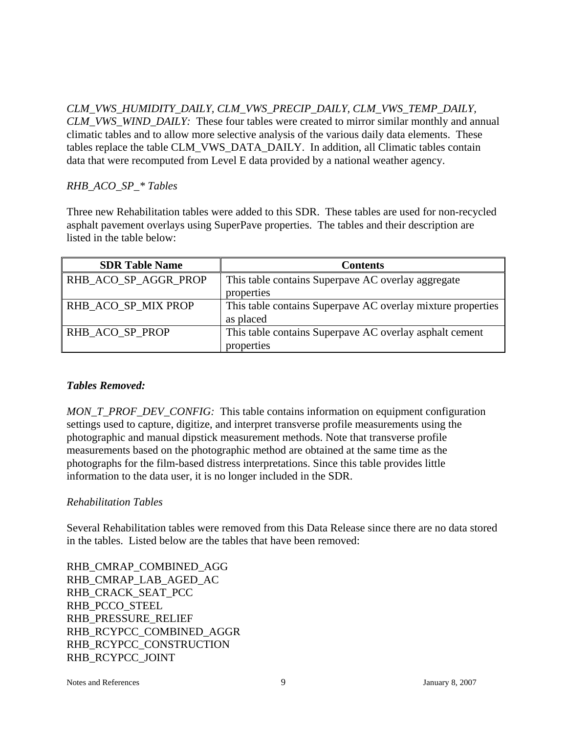*CLM_VWS_HUMIDITY_DAILY, CLM_VWS_PRECIP_DAILY, CLM_VWS_TEMP_DAILY, CLM_VWS_WIND_DAILY:* These four tables were created to mirror similar monthly and annual climatic tables and to allow more selective analysis of the various daily data elements. These tables replace the table CLM_VWS_DATA_DAILY. In addition, all Climatic tables contain data that were recomputed from Level E data provided by a national weather agency.

*RHB_ACO_SP_* Tables*

Three new Rehabilitation tables were added to this SDR. These tables are used for non-recycled asphalt pavement overlays using SuperPave properties. The tables and their description are listed in the table below:

| SDR Table Name | Contents |
|---|---|
| RHB_ACO_SP_AGGR_PROP | This table contains Superpave AC overlay aggregate properties |
| RHB_ACO_SP_MIX PROP | This table contains Superpave AC overlay mixture properties as placed |
| RHB_ACO_SP_PROP | This table contains Superpave AC overlay asphalt cement properties |

***Tables Removed:***

*MON_T_PROF_DEV_CONFIG:* This table contains information on equipment configuration settings used to capture, digitize, and interpret transverse profile measurements using the photographic and manual dipstick measurement methods. Note that transverse profile measurements based on the photographic method are obtained at the same time as the photographs for the film-based distress interpretations. Since this table provides little information to the data user, it is no longer included in the SDR.

*Rehabilitation Tables*

Several Rehabilitation tables were removed from this Data Release since there are no data stored in the tables. Listed below are the tables that have been removed:

RHB_CMRAP_COMBINED_AGG
RHB_CMRAP_LAB_AGED_AC
RHB_CRACK_SEAT_PCC
RHB_PCCO_STEEL
RHB_PRESSURE_RELIEF
RHB_RCYPCC_COMBINED_AGGR
RHB_RCYPCC_CONSTRUCTION
RHB_RCYPCC_JOINT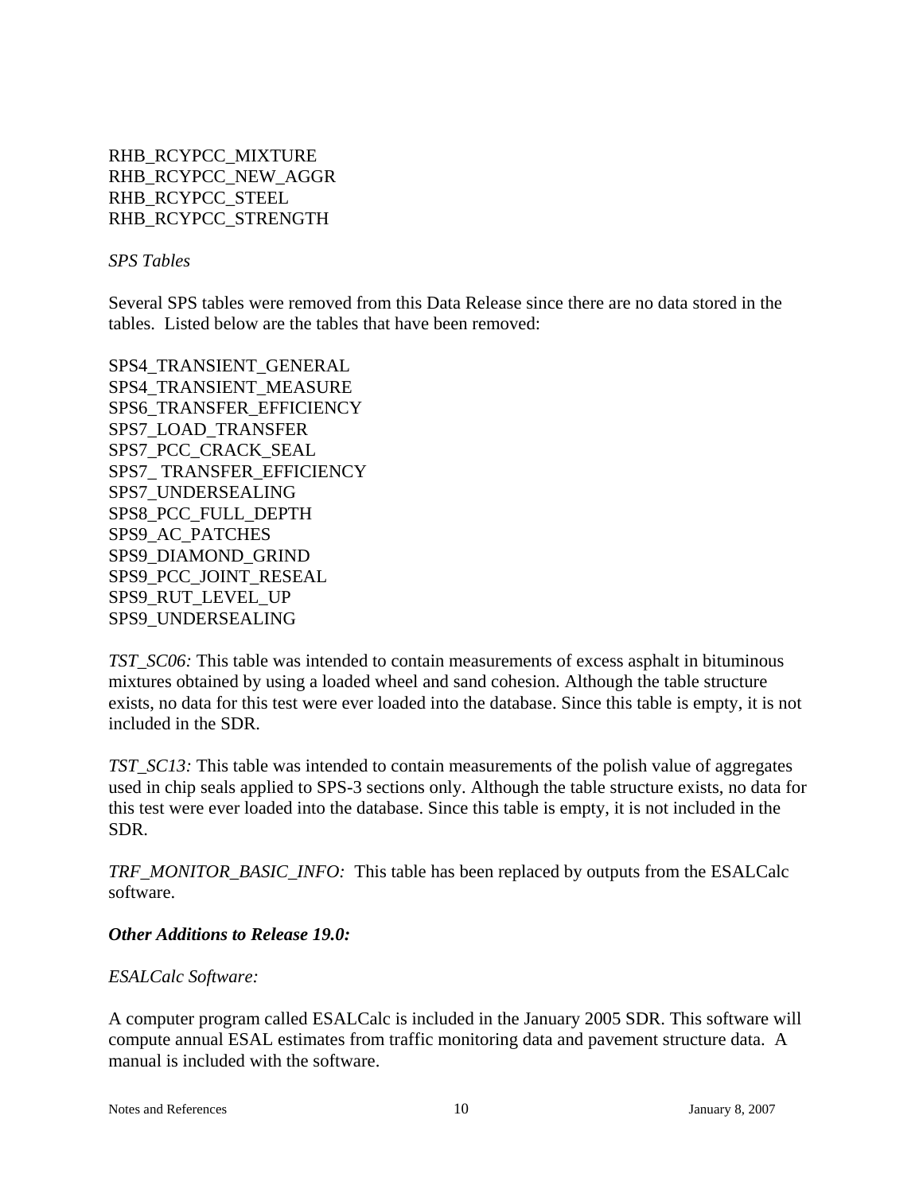RHB_RCYPCC_MIXTURE
RHB_RCYPCC_NEW_AGGR
RHB_RCYPCC_STEEL
RHB_RCYPCC_STRENGTH

*SPS Tables*

Several SPS tables were removed from this Data Release since there are no data stored in the tables. Listed below are the tables that have been removed:

SPS4_TRANSIENT_GENERAL
SPS4_TRANSIENT_MEASURE
SPS6_TRANSFER_EFFICIENCY
SPS7_LOAD_TRANSFER
SPS7_PCC_CRACK_SEAL
SPS7_ TRANSFER_EFFICIENCY
SPS7_UNDERSEALING
SPS8_PCC_FULL_DEPTH
SPS9_AC_PATCHES
SPS9_DIAMOND_GRIND
SPS9_PCC_JOINT_RESEAL
SPS9_RUT_LEVEL_UP
SPS9_UNDERSEALING

*TST_SC06:* This table was intended to contain measurements of excess asphalt in bituminous mixtures obtained by using a loaded wheel and sand cohesion. Although the table structure exists, no data for this test were ever loaded into the database. Since this table is empty, it is not included in the SDR.

*TST_SC13:* This table was intended to contain measurements of the polish value of aggregates used in chip seals applied to SPS-3 sections only. Although the table structure exists, no data for this test were ever loaded into the database. Since this table is empty, it is not included in the SDR.

*TRF_MONITOR_BASIC_INFO:* This table has been replaced by outputs from the ESALCalc software.

***Other Additions to Release 19.0:***

*ESALCalc Software:*

A computer program called ESALCalc is included in the January 2005 SDR. This software will compute annual ESAL estimates from traffic monitoring data and pavement structure data. A manual is included with the software.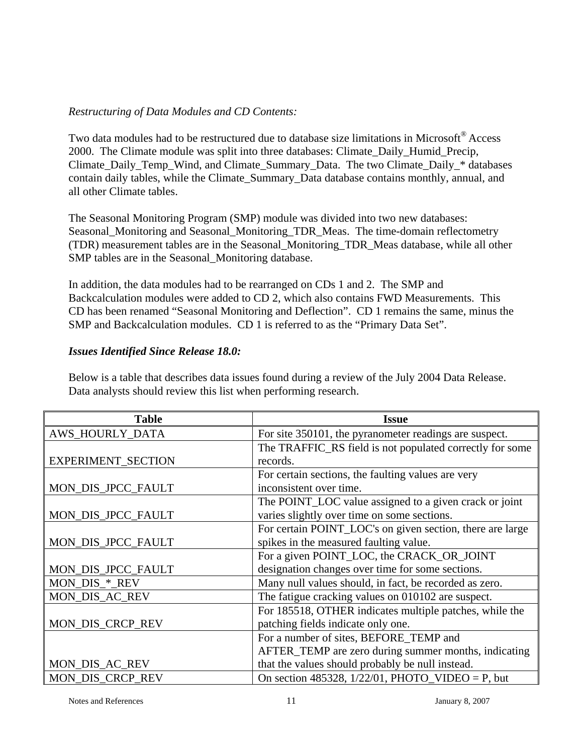*Restructuring of Data Modules and CD Contents:*

Two data modules had to be restructured due to database size limitations in Microsoft® Access 2000. The Climate module was split into three databases: Climate_Daily_Humid_Precip, Climate_Daily_Temp_Wind, and Climate_Summary_Data. The two Climate_Daily_* databases contain daily tables, while the Climate_Summary_Data database contains monthly, annual, and all other Climate tables.

The Seasonal Monitoring Program (SMP) module was divided into two new databases: Seasonal_Monitoring and Seasonal_Monitoring_TDR_Meas. The time-domain reflectometry (TDR) measurement tables are in the Seasonal_Monitoring_TDR_Meas database, while all other SMP tables are in the Seasonal_Monitoring database.

In addition, the data modules had to be rearranged on CDs 1 and 2. The SMP and Backcalculation modules were added to CD 2, which also contains FWD Measurements. This CD has been renamed "Seasonal Monitoring and Deflection". CD 1 remains the same, minus the SMP and Backcalculation modules. CD 1 is referred to as the "Primary Data Set".

***Issues Identified Since Release 18.0:***

Below is a table that describes data issues found during a review of the July 2004 Data Release. Data analysts should review this list when performing research.

| Table | Issue |
|---|---|
| AWS_HOURLY_DATA | For site 350101, the pyranometer readings are suspect. |
| EXPERIMENT_SECTION | The TRAFFIC_RS field is not populated correctly for some records. |
| MON_DIS_JPCC_FAULT | For certain sections, the faulting values are very inconsistent over time. |
| MON_DIS_JPCC_FAULT | The POINT_LOC value assigned to a given crack or joint varies slightly over time on some sections. |
| MON_DIS_JPCC_FAULT | For certain POINT_LOC's on given section, there are large spikes in the measured faulting value. |
| MON_DIS_JPCC_FAULT | For a given POINT_LOC, the CRACK_OR_JOINT designation changes over time for some sections. |
| MON_DIS_*_REV | Many null values should, in fact, be recorded as zero. |
| MON_DIS_AC_REV | The fatigue cracking values on 010102 are suspect. |
| MON_DIS_CRCP_REV | For 185518, OTHER indicates multiple patches, while the patching fields indicate only one. |
| MON_DIS_AC_REV | For a number of sites, BEFORE_TEMP and AFTER_TEMP are zero during summer months, indicating that the values should probably be null instead. |
| MON_DIS_CRCP_REV | On section 485328, 1/22/01, PHOTO_VIDEO = P, but |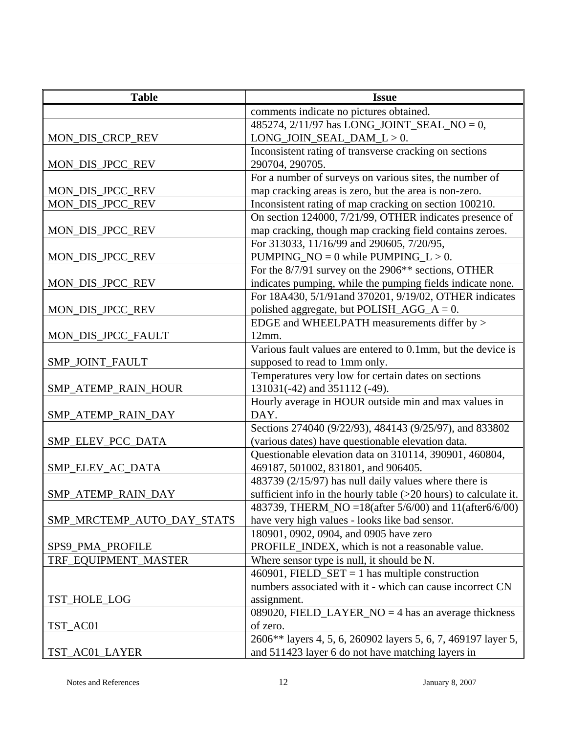| Table | Issue |
|---|---|
| | comments indicate no pictures obtained. |
| MON_DIS_CRCP_REV | 485274, 2/11/97 has LONG_JOINT_SEAL_NO = 0, LONG_JOIN_SEAL_DAM_L > 0. |
| MON_DIS_JPCC_REV | Inconsistent rating of transverse cracking on sections 290704, 290705. |
| MON_DIS_JPCC_REV | For a number of surveys on various sites, the number of map cracking areas is zero, but the area is non-zero. |
| MON_DIS_JPCC_REV | Inconsistent rating of map cracking on section 100210. |
| MON_DIS_JPCC_REV | On section 124000, 7/21/99, OTHER indicates presence of map cracking, though map cracking field contains zeroes. |
| MON_DIS_JPCC_REV | For 313033, 11/16/99 and 290605, 7/20/95, PUMPING_NO = 0 while PUMPING_L > 0. |
| MON_DIS_JPCC_REV | For the 8/7/91 survey on the 2906** sections, OTHER indicates pumping, while the pumping fields indicate none. |
| MON_DIS_JPCC_REV | For 18A430, 5/1/91and 370201, 9/19/02, OTHER indicates polished aggregate, but POLISH_AGG_A = 0. |
| MON_DIS_JPCC_FAULT | EDGE and WHEELPATH measurements differ by > 12mm. |
| SMP_JOINT_FAULT | Various fault values are entered to 0.1mm, but the device is supposed to read to 1mm only. |
| SMP_ATEMP_RAIN_HOUR | Temperatures very low for certain dates on sections 131031(-42) and 351112 (-49). |
| SMP_ATEMP_RAIN_DAY | Hourly average in HOUR outside min and max values in DAY. |
| SMP_ELEV_PCC_DATA | Sections 274040 (9/22/93), 484143 (9/25/97), and 833802 (various dates) have questionable elevation data. |
| SMP_ELEV_AC_DATA | Questionable elevation data on 310114, 390901, 460804, 469187, 501002, 831801, and 906405. |
| SMP_ATEMP_RAIN_DAY | 483739 (2/15/97) has null daily values where there is sufficient info in the hourly table (>20 hours) to calculate it. |
| SMP_MRCTEMP_AUTO_DAY_STATS | 483739, THERM_NO =18(after 5/6/00) and 11(after6/6/00) have very high values - looks like bad sensor. |
| SPS9_PMA_PROFILE | 180901, 0902, 0904, and 0905 have zero PROFILE_INDEX, which is not a reasonable value. |
| TRF_EQUIPMENT_MASTER | Where sensor type is null, it should be N. |
| TST_HOLE_LOG | 460901, FIELD_SET = 1 has multiple construction numbers associated with it - which can cause incorrect CN assignment. |
| TST_AC01 | 089020, FIELD_LAYER_NO = 4 has an average thickness of zero. |
| TST_AC01_LAYER | 2606** layers 4, 5, 6, 260902 layers 5, 6, 7, 469197 layer 5, and 511423 layer 6 do not have matching layers in |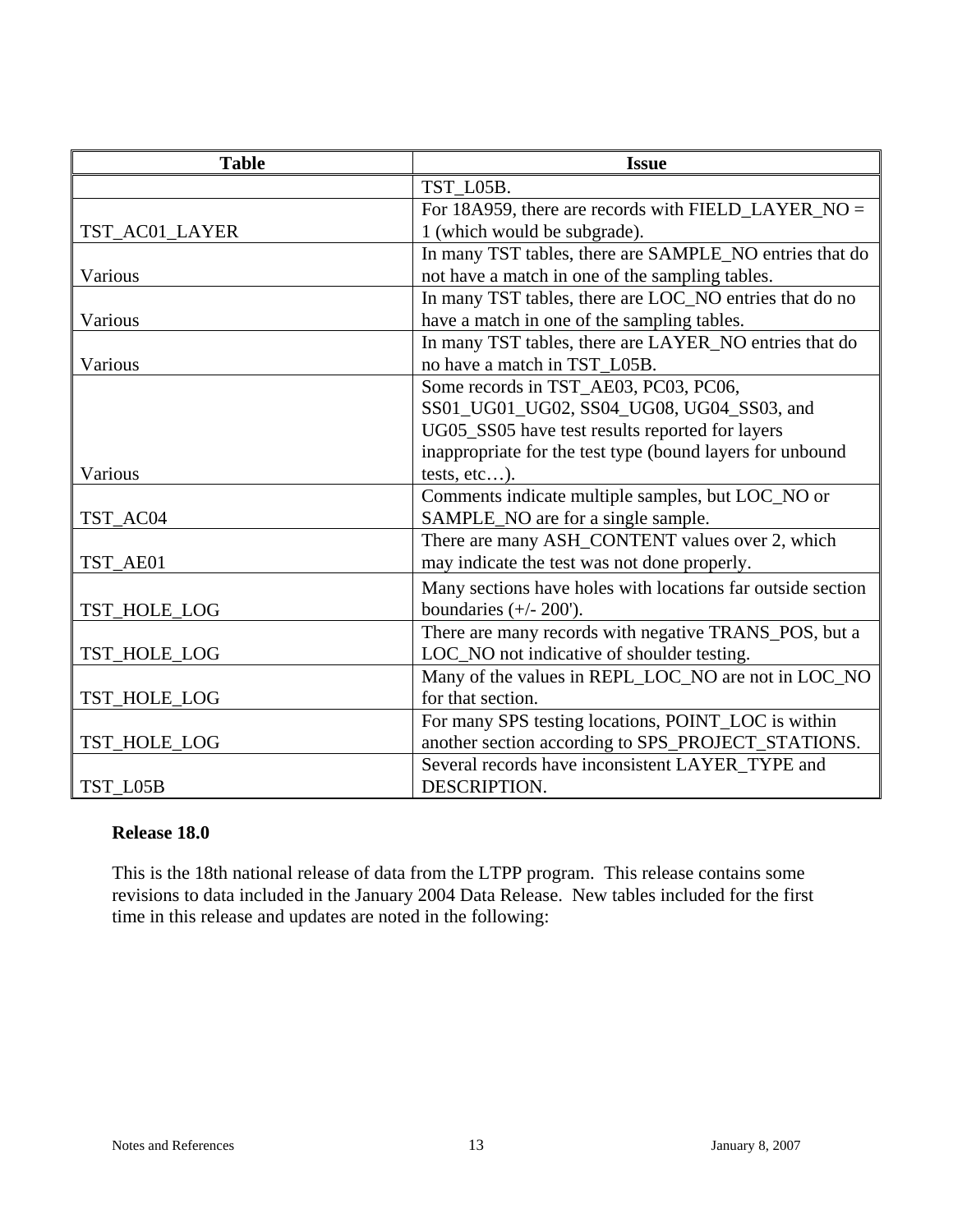| Table | Issue |
|---|---|
| | TST_L05B. |
| TST_AC01_LAYER | For 18A959, there are records with FIELD_LAYER_NO = 1 (which would be subgrade). |
| Various | In many TST tables, there are SAMPLE_NO entries that do not have a match in one of the sampling tables. |
| Various | In many TST tables, there are LOC_NO entries that do no have a match in one of the sampling tables. |
| Various | In many TST tables, there are LAYER_NO entries that do no have a match in TST_L05B. |
| Various | Some records in TST_AE03, PC03, PC06, SS01_UG01_UG02, SS04_UG08, UG04_SS03, and UG05_SS05 have test results reported for layers inappropriate for the test type (bound layers for unbound tests, etc…). |
| TST_AC04 | Comments indicate multiple samples, but LOC_NO or SAMPLE_NO are for a single sample. |
| TST_AE01 | There are many ASH_CONTENT values over 2, which may indicate the test was not done properly. |
| TST_HOLE_LOG | Many sections have holes with locations far outside section boundaries (+/- 200'). |
| TST_HOLE_LOG | There are many records with negative TRANS_POS, but a LOC_NO not indicative of shoulder testing. |
| TST_HOLE_LOG | Many of the values in REPL_LOC_NO are not in LOC_NO for that section. |
| TST_HOLE_LOG | For many SPS testing locations, POINT_LOC is within another section according to SPS_PROJECT_STATIONS. |
| TST_L05B | Several records have inconsistent LAYER_TYPE and DESCRIPTION. |

**Release 18.0**

This is the 18th national release of data from the LTPP program. This release contains some revisions to data included in the January 2004 Data Release. New tables included for the first time in this release and updates are noted in the following: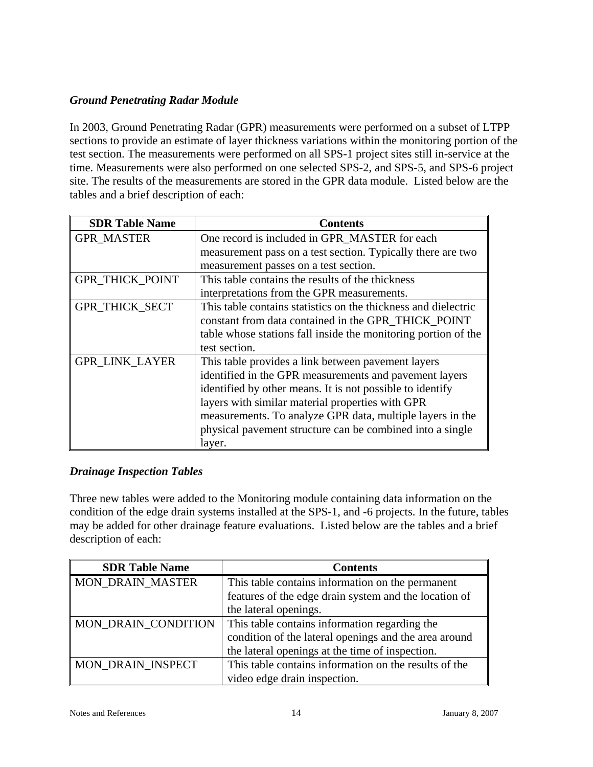### *Ground Penetrating Radar Module*

In 2003, Ground Penetrating Radar (GPR) measurements were performed on a subset of LTPP sections to provide an estimate of layer thickness variations within the monitoring portion of the test section. The measurements were performed on all SPS-1 project sites still in-service at the time. Measurements were also performed on one selected SPS-2, and SPS-5, and SPS-6 project site. The results of the measurements are stored in the GPR data module. Listed below are the tables and a brief description of each:

| SDR Table Name | Contents |
| --- | --- |
| GPR_MASTER | One record is included in GPR_MASTER for each measurement pass on a test section. Typically there are two measurement passes on a test section. |
| GPR_THICK_POINT | This table contains the results of the thickness interpretations from the GPR measurements. |
| GPR_THICK_SECT | This table contains statistics on the thickness and dielectric constant from data contained in the GPR_THICK_POINT table whose stations fall inside the monitoring portion of the test section. |
| GPR_LINK_LAYER | This table provides a link between pavement layers identified in the GPR measurements and pavement layers identified by other means. It is not possible to identify layers with similar material properties with GPR measurements. To analyze GPR data, multiple layers in the physical pavement structure can be combined into a single layer. |

### *Drainage Inspection Tables*

Three new tables were added to the Monitoring module containing data information on the condition of the edge drain systems installed at the SPS-1, and -6 projects. In the future, tables may be added for other drainage feature evaluations. Listed below are the tables and a brief description of each:

| SDR Table Name | Contents |
| --- | --- |
| MON_DRAIN_MASTER | This table contains information on the permanent features of the edge drain system and the location of the lateral openings. |
| MON_DRAIN_CONDITION | This table contains information regarding the condition of the lateral openings and the area around the lateral openings at the time of inspection. |
| MON_DRAIN_INSPECT | This table contains information on the results of the video edge drain inspection. |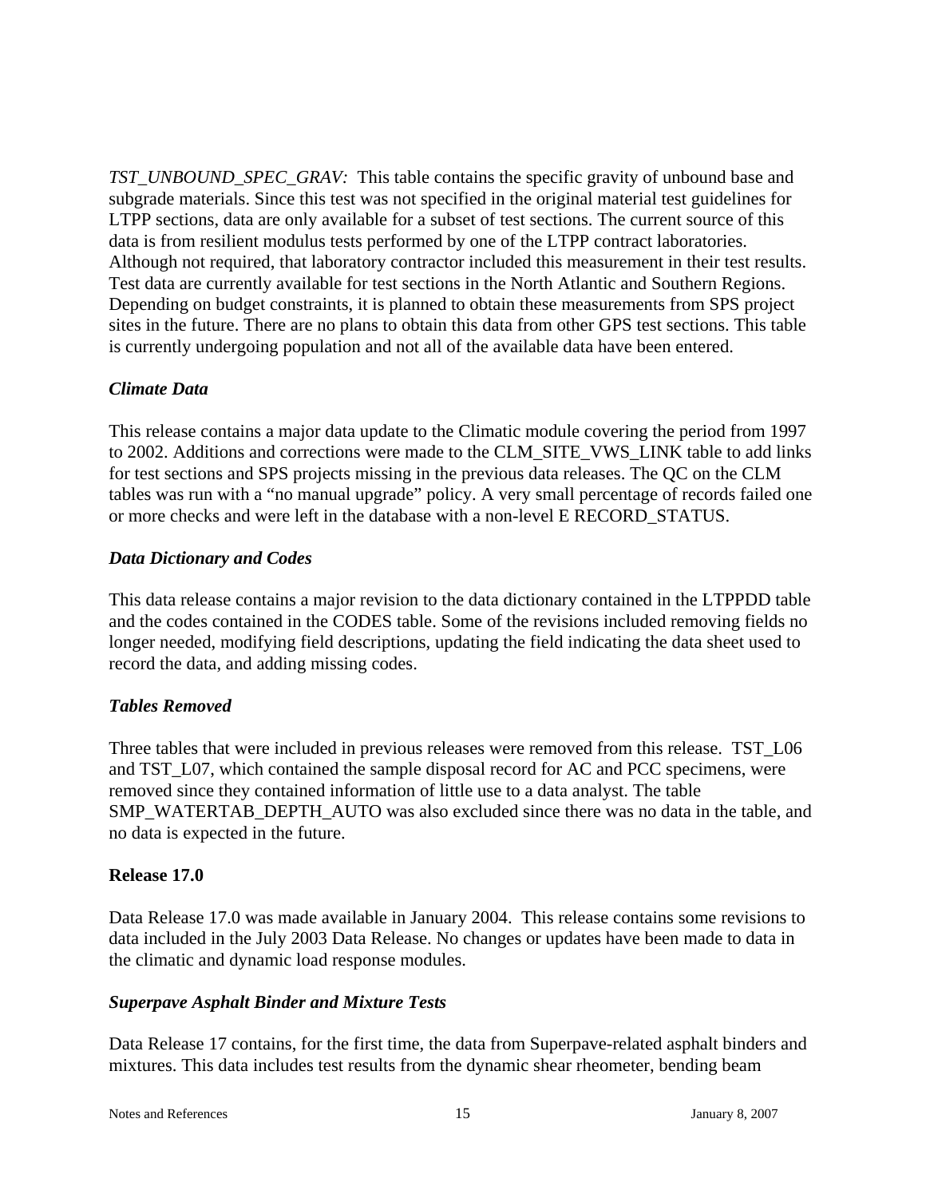*TST_UNBOUND_SPEC_GRAV:* This table contains the specific gravity of unbound base and subgrade materials. Since this test was not specified in the original material test guidelines for LTPP sections, data are only available for a subset of test sections. The current source of this data is from resilient modulus tests performed by one of the LTPP contract laboratories. Although not required, that laboratory contractor included this measurement in their test results. Test data are currently available for test sections in the North Atlantic and Southern Regions. Depending on budget constraints, it is planned to obtain these measurements from SPS project sites in the future. There are no plans to obtain this data from other GPS test sections. This table is currently undergoing population and not all of the available data have been entered.

### *Climate Data*

This release contains a major data update to the Climatic module covering the period from 1997 to 2002. Additions and corrections were made to the CLM_SITE_VWS_LINK table to add links for test sections and SPS projects missing in the previous data releases. The QC on the CLM tables was run with a "no manual upgrade" policy. A very small percentage of records failed one or more checks and were left in the database with a non-level E RECORD_STATUS.

### *Data Dictionary and Codes*

This data release contains a major revision to the data dictionary contained in the LTPPDD table and the codes contained in the CODES table. Some of the revisions included removing fields no longer needed, modifying field descriptions, updating the field indicating the data sheet used to record the data, and adding missing codes.

### *Tables Removed*

Three tables that were included in previous releases were removed from this release. TST_L06 and TST_L07, which contained the sample disposal record for AC and PCC specimens, were removed since they contained information of little use to a data analyst. The table SMP_WATERTAB_DEPTH_AUTO was also excluded since there was no data in the table, and no data is expected in the future.

## Release 17.0

Data Release 17.0 was made available in January 2004. This release contains some revisions to data included in the July 2003 Data Release. No changes or updates have been made to data in the climatic and dynamic load response modules.

### *Superpave Asphalt Binder and Mixture Tests*

Data Release 17 contains, for the first time, the data from Superpave-related asphalt binders and mixtures. This data includes test results from the dynamic shear rheometer, bending beam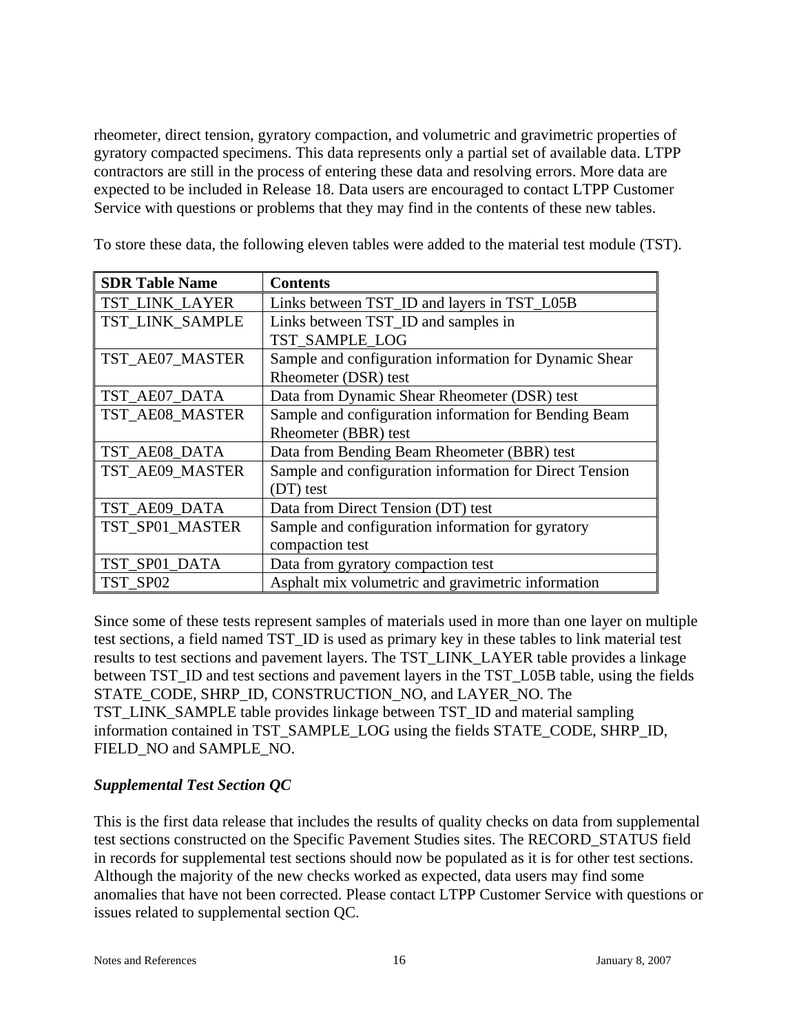rheometer, direct tension, gyratory compaction, and volumetric and gravimetric properties of gyratory compacted specimens. This data represents only a partial set of available data. LTPP contractors are still in the process of entering these data and resolving errors. More data are expected to be included in Release 18. Data users are encouraged to contact LTPP Customer Service with questions or problems that they may find in the contents of these new tables.

To store these data, the following eleven tables were added to the material test module (TST).

| SDR Table Name | Contents |
|---|---|
| TST_LINK_LAYER | Links between TST_ID and layers in TST_L05B |
| TST_LINK_SAMPLE | Links between TST_ID and samples in TST_SAMPLE_LOG |
| TST_AE07_MASTER | Sample and configuration information for Dynamic Shear Rheometer (DSR) test |
| TST_AE07_DATA | Data from Dynamic Shear Rheometer (DSR) test |
| TST_AE08_MASTER | Sample and configuration information for Bending Beam Rheometer (BBR) test |
| TST_AE08_DATA | Data from Bending Beam Rheometer (BBR) test |
| TST_AE09_MASTER | Sample and configuration information for Direct Tension (DT) test |
| TST_AE09_DATA | Data from Direct Tension (DT) test |
| TST_SP01_MASTER | Sample and configuration information for gyratory compaction test |
| TST_SP01_DATA | Data from gyratory compaction test |
| TST_SP02 | Asphalt mix volumetric and gravimetric information |

Since some of these tests represent samples of materials used in more than one layer on multiple test sections, a field named TST_ID is used as primary key in these tables to link material test results to test sections and pavement layers. The TST_LINK_LAYER table provides a linkage between TST_ID and test sections and pavement layers in the TST_L05B table, using the fields STATE_CODE, SHRP_ID, CONSTRUCTION_NO, and LAYER_NO. The TST_LINK_SAMPLE table provides linkage between TST_ID and material sampling information contained in TST_SAMPLE_LOG using the fields STATE_CODE, SHRP_ID, FIELD_NO and SAMPLE_NO.

### *Supplemental Test Section QC*

This is the first data release that includes the results of quality checks on data from supplemental test sections constructed on the Specific Pavement Studies sites. The RECORD_STATUS field in records for supplemental test sections should now be populated as it is for other test sections. Although the majority of the new checks worked as expected, data users may find some anomalies that have not been corrected. Please contact LTPP Customer Service with questions or issues related to supplemental section QC.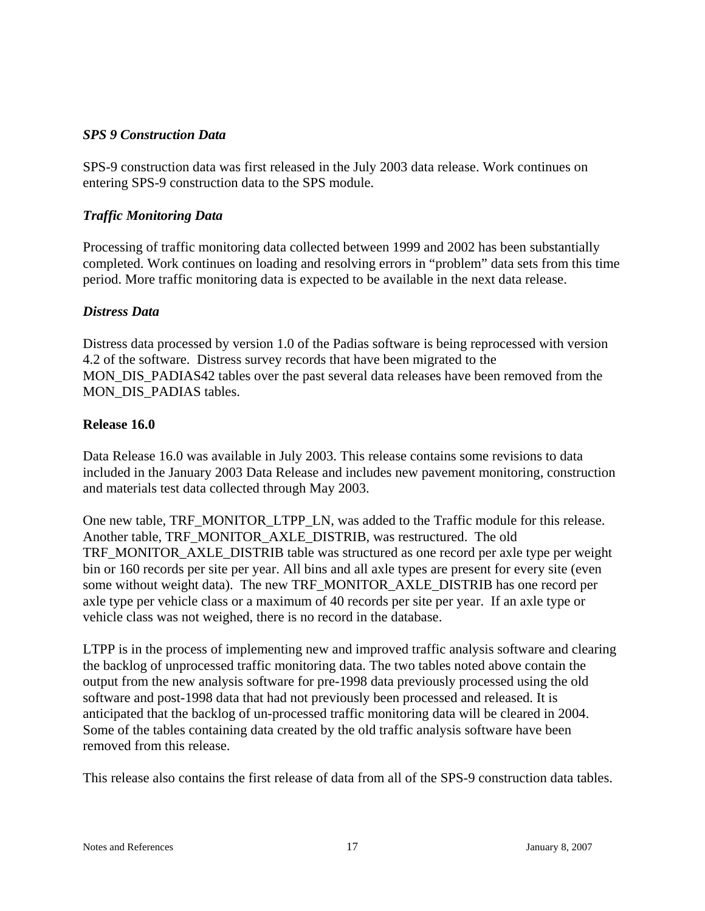### *SPS 9 Construction Data*

SPS-9 construction data was first released in the July 2003 data release. Work continues on entering SPS-9 construction data to the SPS module.

### *Traffic Monitoring Data*

Processing of traffic monitoring data collected between 1999 and 2002 has been substantially completed. Work continues on loading and resolving errors in "problem" data sets from this time period. More traffic monitoring data is expected to be available in the next data release.

### *Distress Data*

Distress data processed by version 1.0 of the Padias software is being reprocessed with version 4.2 of the software. Distress survey records that have been migrated to the MON_DIS_PADIAS42 tables over the past several data releases have been removed from the MON_DIS_PADIAS tables.

## **Release 16.0**

Data Release 16.0 was available in July 2003. This release contains some revisions to data included in the January 2003 Data Release and includes new pavement monitoring, construction and materials test data collected through May 2003.

One new table, TRF_MONITOR_LTPP_LN, was added to the Traffic module for this release. Another table, TRF_MONITOR_AXLE_DISTRIB, was restructured. The old TRF_MONITOR_AXLE_DISTRIB table was structured as one record per axle type per weight bin or 160 records per site per year. All bins and all axle types are present for every site (even some without weight data). The new TRF_MONITOR_AXLE_DISTRIB has one record per axle type per vehicle class or a maximum of 40 records per site per year. If an axle type or vehicle class was not weighed, there is no record in the database.

LTPP is in the process of implementing new and improved traffic analysis software and clearing the backlog of unprocessed traffic monitoring data. The two tables noted above contain the output from the new analysis software for pre-1998 data previously processed using the old software and post-1998 data that had not previously been processed and released. It is anticipated that the backlog of un-processed traffic monitoring data will be cleared in 2004. Some of the tables containing data created by the old traffic analysis software have been removed from this release.

This release also contains the first release of data from all of the SPS-9 construction data tables.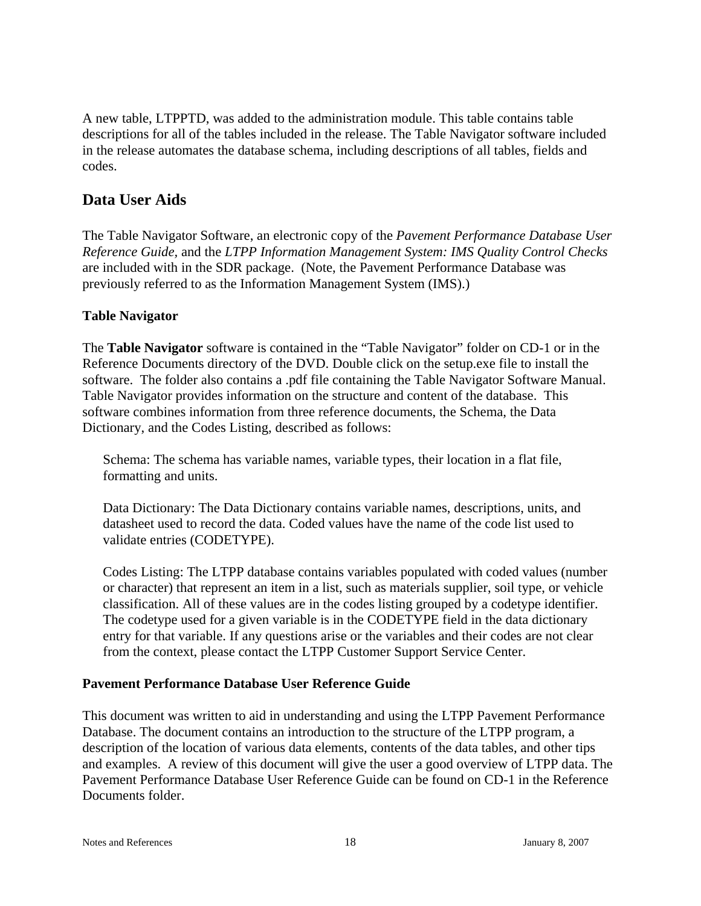A new table, LTPPTD, was added to the administration module. This table contains table descriptions for all of the tables included in the release. The Table Navigator software included in the release automates the database schema, including descriptions of all tables, fields and codes.

## Data User Aids

The Table Navigator Software, an electronic copy of the *Pavement Performance Database User Reference Guide*, and the *LTPP Information Management System: IMS Quality Control Checks* are included with in the SDR package. (Note, the Pavement Performance Database was previously referred to as the Information Management System (IMS).)

### Table Navigator

The **Table Navigator** software is contained in the "Table Navigator" folder on CD-1 or in the Reference Documents directory of the DVD. Double click on the setup.exe file to install the software. The folder also contains a .pdf file containing the Table Navigator Software Manual. Table Navigator provides information on the structure and content of the database. This software combines information from three reference documents, the Schema, the Data Dictionary, and the Codes Listing, described as follows:

> Schema: The schema has variable names, variable types, their location in a flat file, formatting and units.
>
> Data Dictionary: The Data Dictionary contains variable names, descriptions, units, and datasheet used to record the data. Coded values have the name of the code list used to validate entries (CODETYPE).
>
> Codes Listing: The LTPP database contains variables populated with coded values (number or character) that represent an item in a list, such as materials supplier, soil type, or vehicle classification. All of these values are in the codes listing grouped by a codetype identifier. The codetype used for a given variable is in the CODETYPE field in the data dictionary entry for that variable. If any questions arise or the variables and their codes are not clear from the context, please contact the LTPP Customer Support Service Center.

### Pavement Performance Database User Reference Guide

This document was written to aid in understanding and using the LTPP Pavement Performance Database. The document contains an introduction to the structure of the LTPP program, a description of the location of various data elements, contents of the data tables, and other tips and examples. A review of this document will give the user a good overview of LTPP data. The Pavement Performance Database User Reference Guide can be found on CD-1 in the Reference Documents folder.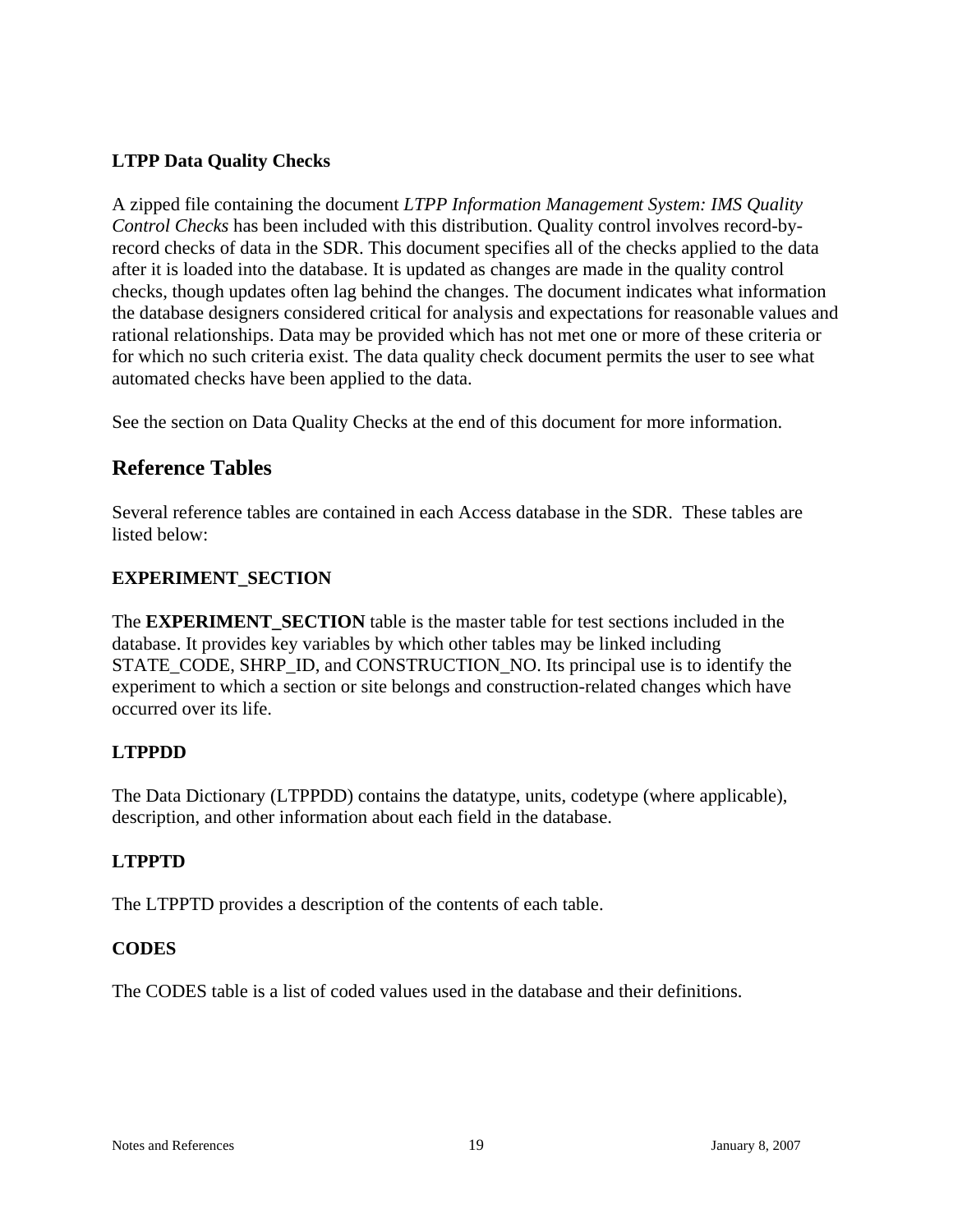### LTPP Data Quality Checks

A zipped file containing the document *LTPP Information Management System: IMS Quality Control Checks* has been included with this distribution. Quality control involves record-by-record checks of data in the SDR. This document specifies all of the checks applied to the data after it is loaded into the database. It is updated as changes are made in the quality control checks, though updates often lag behind the changes. The document indicates what information the database designers considered critical for analysis and expectations for reasonable values and rational relationships. Data may be provided which has not met one or more of these criteria or for which no such criteria exist. The data quality check document permits the user to see what automated checks have been applied to the data.

See the section on Data Quality Checks at the end of this document for more information.

## Reference Tables

Several reference tables are contained in each Access database in the SDR. These tables are listed below:

### EXPERIMENT_SECTION

The **EXPERIMENT_SECTION** table is the master table for test sections included in the database. It provides key variables by which other tables may be linked including STATE_CODE, SHRP_ID, and CONSTRUCTION_NO. Its principal use is to identify the experiment to which a section or site belongs and construction-related changes which have occurred over its life.

### LTPPDD

The Data Dictionary (LTPPDD) contains the datatype, units, codetype (where applicable), description, and other information about each field in the database.

### LTPPTD

The LTPPTD provides a description of the contents of each table.

### CODES

The CODES table is a list of coded values used in the database and their definitions.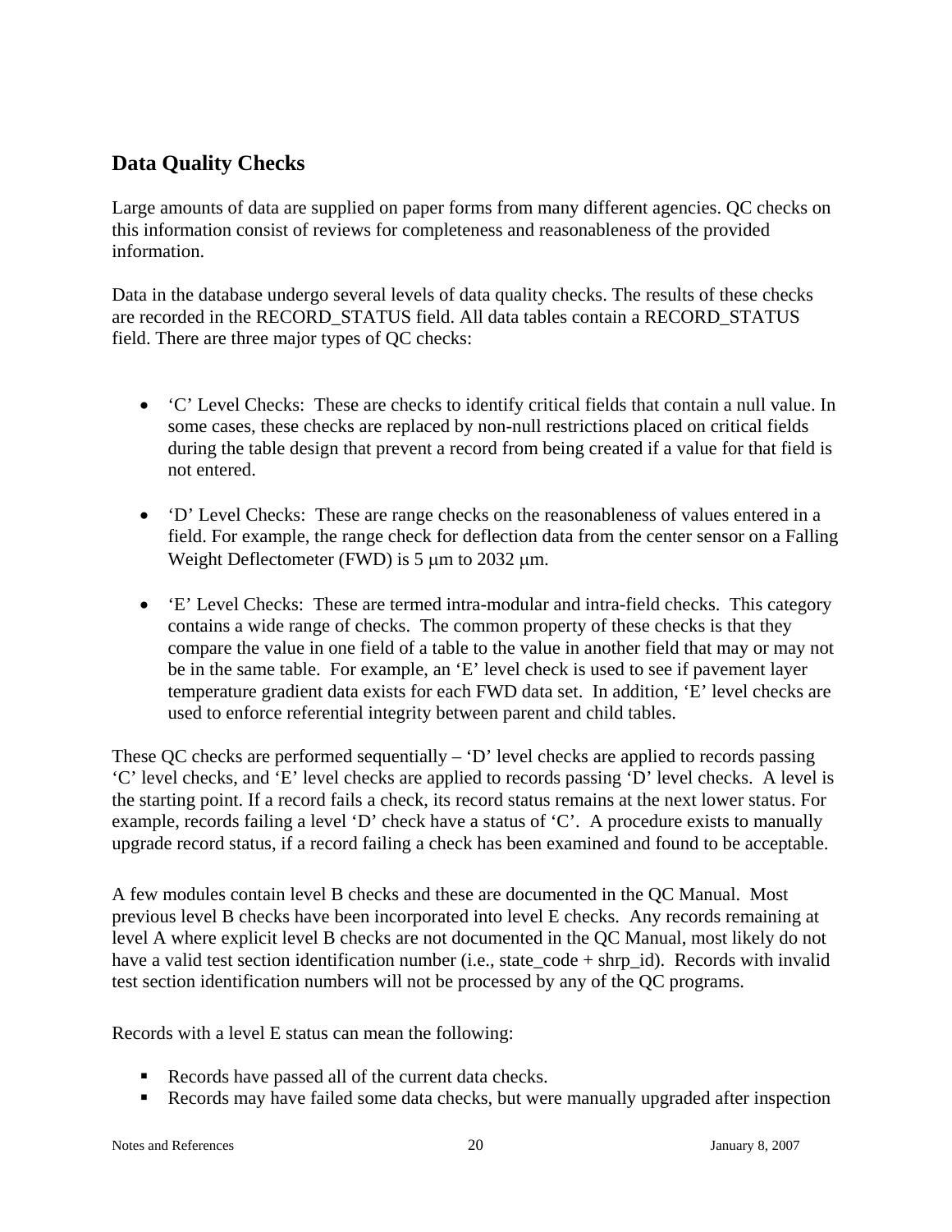## Data Quality Checks

Large amounts of data are supplied on paper forms from many different agencies. QC checks on this information consist of reviews for completeness and reasonableness of the provided information.

Data in the database undergo several levels of data quality checks. The results of these checks are recorded in the RECORD_STATUS field. All data tables contain a RECORD_STATUS field. There are three major types of QC checks:

- 'C' Level Checks: These are checks to identify critical fields that contain a null value. In some cases, these checks are replaced by non-null restrictions placed on critical fields during the table design that prevent a record from being created if a value for that field is not entered.

- 'D' Level Checks: These are range checks on the reasonableness of values entered in a field. For example, the range check for deflection data from the center sensor on a Falling Weight Deflectometer (FWD) is 5 μm to 2032 μm.

- 'E' Level Checks: These are termed intra-modular and intra-field checks. This category contains a wide range of checks. The common property of these checks is that they compare the value in one field of a table to the value in another field that may or may not be in the same table. For example, an 'E' level check is used to see if pavement layer temperature gradient data exists for each FWD data set. In addition, 'E' level checks are used to enforce referential integrity between parent and child tables.

These QC checks are performed sequentially – 'D' level checks are applied to records passing 'C' level checks, and 'E' level checks are applied to records passing 'D' level checks. A level is the starting point. If a record fails a check, its record status remains at the next lower status. For example, records failing a level 'D' check have a status of 'C'. A procedure exists to manually upgrade record status, if a record failing a check has been examined and found to be acceptable.

A few modules contain level B checks and these are documented in the QC Manual. Most previous level B checks have been incorporated into level E checks. Any records remaining at level A where explicit level B checks are not documented in the QC Manual, most likely do not have a valid test section identification number (i.e., state_code + shrp_id). Records with invalid test section identification numbers will not be processed by any of the QC programs.

Records with a level E status can mean the following:

- Records have passed all of the current data checks.
- Records may have failed some data checks, but were manually upgraded after inspection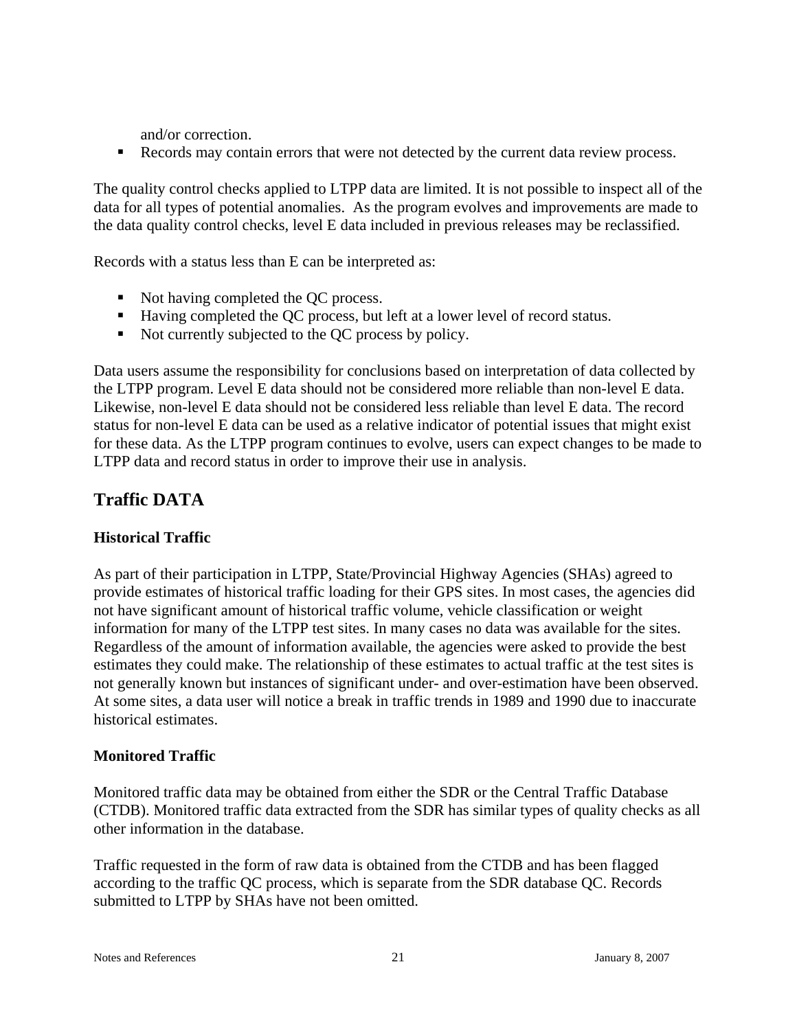and/or correction.

- Records may contain errors that were not detected by the current data review process.

The quality control checks applied to LTPP data are limited. It is not possible to inspect all of the data for all types of potential anomalies. As the program evolves and improvements are made to the data quality control checks, level E data included in previous releases may be reclassified.

Records with a status less than E can be interpreted as:

- Not having completed the QC process.
- Having completed the QC process, but left at a lower level of record status.
- Not currently subjected to the QC process by policy.

Data users assume the responsibility for conclusions based on interpretation of data collected by the LTPP program. Level E data should not be considered more reliable than non-level E data. Likewise, non-level E data should not be considered less reliable than level E data. The record status for non-level E data can be used as a relative indicator of potential issues that might exist for these data. As the LTPP program continues to evolve, users can expect changes to be made to LTPP data and record status in order to improve their use in analysis.

## Traffic DATA

### Historical Traffic

As part of their participation in LTPP, State/Provincial Highway Agencies (SHAs) agreed to provide estimates of historical traffic loading for their GPS sites. In most cases, the agencies did not have significant amount of historical traffic volume, vehicle classification or weight information for many of the LTPP test sites. In many cases no data was available for the sites. Regardless of the amount of information available, the agencies were asked to provide the best estimates they could make. The relationship of these estimates to actual traffic at the test sites is not generally known but instances of significant under- and over-estimation have been observed. At some sites, a data user will notice a break in traffic trends in 1989 and 1990 due to inaccurate historical estimates.

### Monitored Traffic

Monitored traffic data may be obtained from either the SDR or the Central Traffic Database (CTDB). Monitored traffic data extracted from the SDR has similar types of quality checks as all other information in the database.

Traffic requested in the form of raw data is obtained from the CTDB and has been flagged according to the traffic QC process, which is separate from the SDR database QC. Records submitted to LTPP by SHAs have not been omitted.